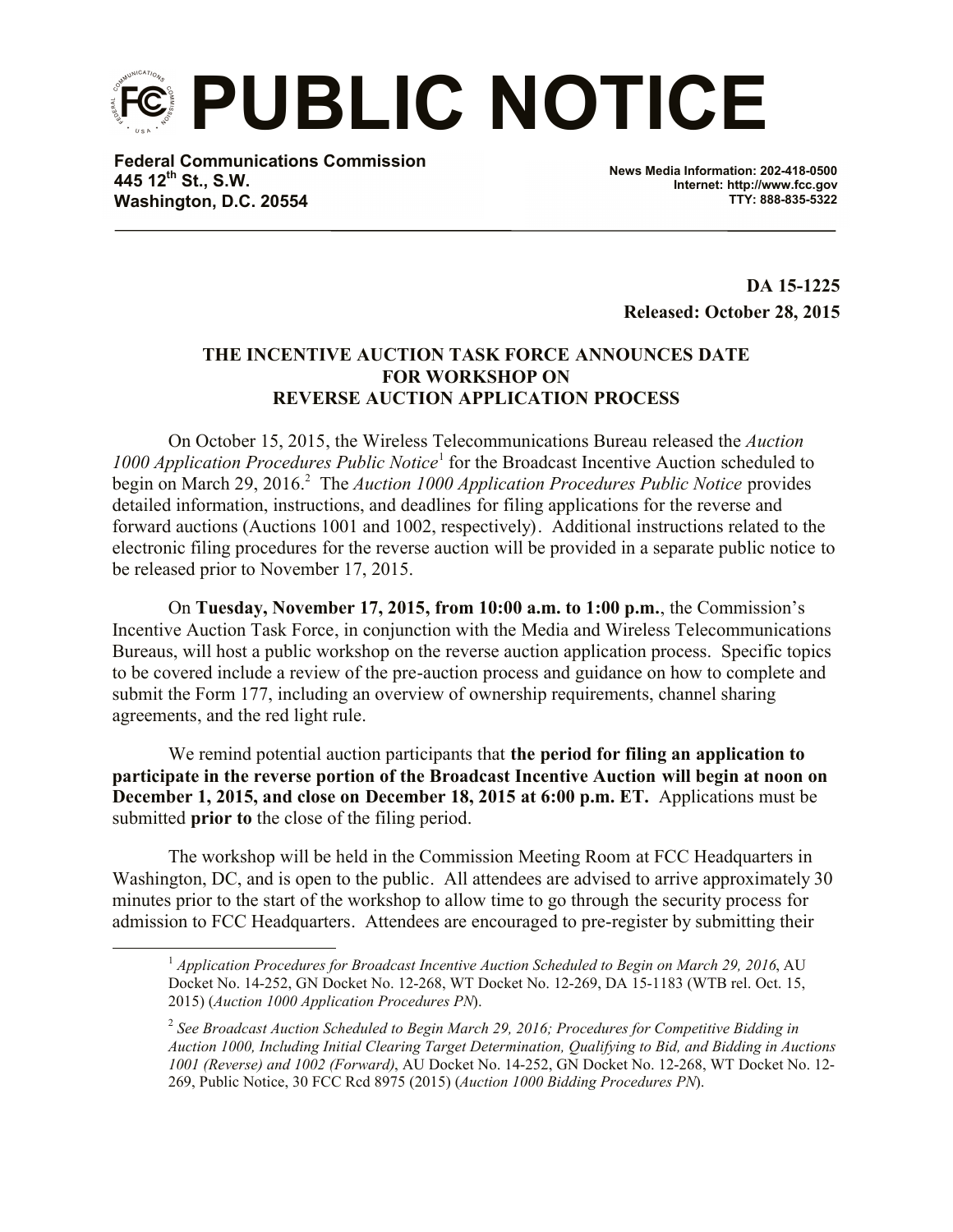# PUBLIC NOTICE

**Federal Communications Commission**
**445 12th St., S.W.**
**Washington, D.C. 20554**

**News Media Information: 202-418-0500**
**Internet: http://www.fcc.gov**
**TTY: 888-835-5322**

**DA 15-1225**
**Released: October 28, 2015**

**THE INCENTIVE AUCTION TASK FORCE ANNOUNCES DATE FOR WORKSHOP ON REVERSE AUCTION APPLICATION PROCESS**

On October 15, 2015, the Wireless Telecommunications Bureau released the *Auction 1000 Application Procedures Public Notice*[1] for the Broadcast Incentive Auction scheduled to begin on March 29, 2016.[2] The *Auction 1000 Application Procedures Public Notice* provides detailed information, instructions, and deadlines for filing applications for the reverse and forward auctions (Auctions 1001 and 1002, respectively). Additional instructions related to the electronic filing procedures for the reverse auction will be provided in a separate public notice to be released prior to November 17, 2015.

On **Tuesday, November 17, 2015, from 10:00 a.m. to 1:00 p.m.**, the Commission's Incentive Auction Task Force, in conjunction with the Media and Wireless Telecommunications Bureaus, will host a public workshop on the reverse auction application process. Specific topics to be covered include a review of the pre-auction process and guidance on how to complete and submit the Form 177, including an overview of ownership requirements, channel sharing agreements, and the red light rule.

We remind potential auction participants that **the period for filing an application to participate in the reverse portion of the Broadcast Incentive Auction will begin at noon on December 1, 2015, and close on December 18, 2015 at 6:00 p.m. ET.** Applications must be submitted **prior to** the close of the filing period.

The workshop will be held in the Commission Meeting Room at FCC Headquarters in Washington, DC, and is open to the public. All attendees are advised to arrive approximately 30 minutes prior to the start of the workshop to allow time to go through the security process for admission to FCC Headquarters. Attendees are encouraged to pre-register by submitting their

---

[1] *Application Procedures for Broadcast Incentive Auction Scheduled to Begin on March 29, 2016*, AU Docket No. 14-252, GN Docket No. 12-268, WT Docket No. 12-269, DA 15-1183 (WTB rel. Oct. 15, 2015) (*Auction 1000 Application Procedures PN*).

[2] *See Broadcast Auction Scheduled to Begin March 29, 2016; Procedures for Competitive Bidding in Auction 1000, Including Initial Clearing Target Determination, Qualifying to Bid, and Bidding in Auctions 1001 (Reverse) and 1002 (Forward)*, AU Docket No. 14-252, GN Docket No. 12-268, WT Docket No. 12-269, Public Notice, 30 FCC Rcd 8975 (2015) (*Auction 1000 Bidding Procedures PN*).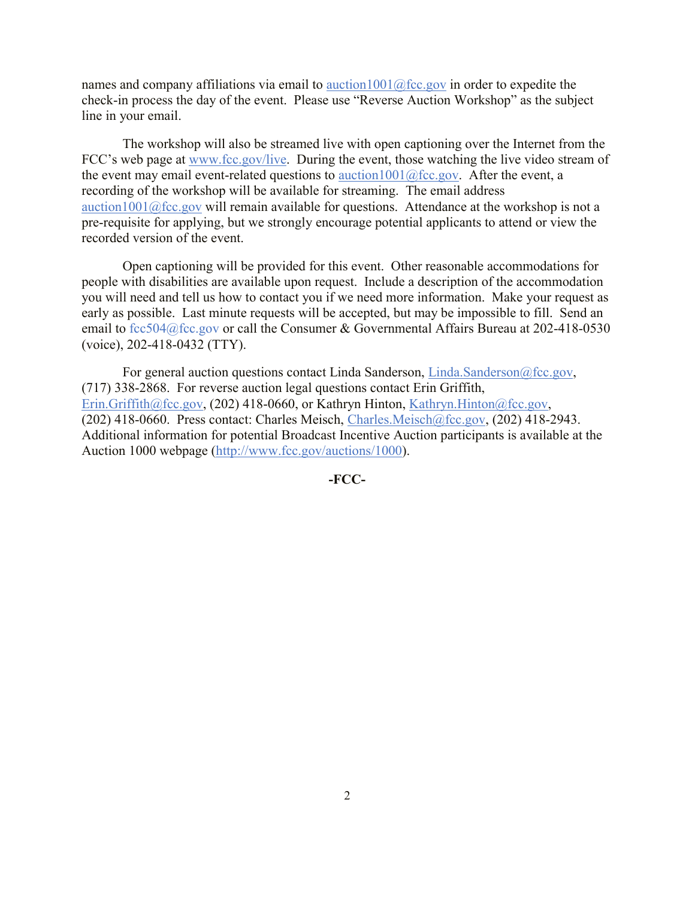names and company affiliations via email to auction1001@fcc.gov in order to expedite the check-in process the day of the event. Please use "Reverse Auction Workshop" as the subject line in your email.

The workshop will also be streamed live with open captioning over the Internet from the FCC's web page at www.fcc.gov/live. During the event, those watching the live video stream of the event may email event-related questions to auction1001@fcc.gov. After the event, a recording of the workshop will be available for streaming. The email address auction1001@fcc.gov will remain available for questions. Attendance at the workshop is not a pre-requisite for applying, but we strongly encourage potential applicants to attend or view the recorded version of the event.

Open captioning will be provided for this event. Other reasonable accommodations for people with disabilities are available upon request. Include a description of the accommodation you will need and tell us how to contact you if we need more information. Make your request as early as possible. Last minute requests will be accepted, but may be impossible to fill. Send an email to fcc504@fcc.gov or call the Consumer & Governmental Affairs Bureau at 202-418-0530 (voice), 202-418-0432 (TTY).

For general auction questions contact Linda Sanderson, Linda.Sanderson@fcc.gov, (717) 338-2868. For reverse auction legal questions contact Erin Griffith, Erin.Griffith@fcc.gov, (202) 418-0660, or Kathryn Hinton, Kathryn.Hinton@fcc.gov, (202) 418-0660. Press contact: Charles Meisch, Charles.Meisch@fcc.gov, (202) 418-2943. Additional information for potential Broadcast Incentive Auction participants is available at the Auction 1000 webpage (http://www.fcc.gov/auctions/1000).

**-FCC-**